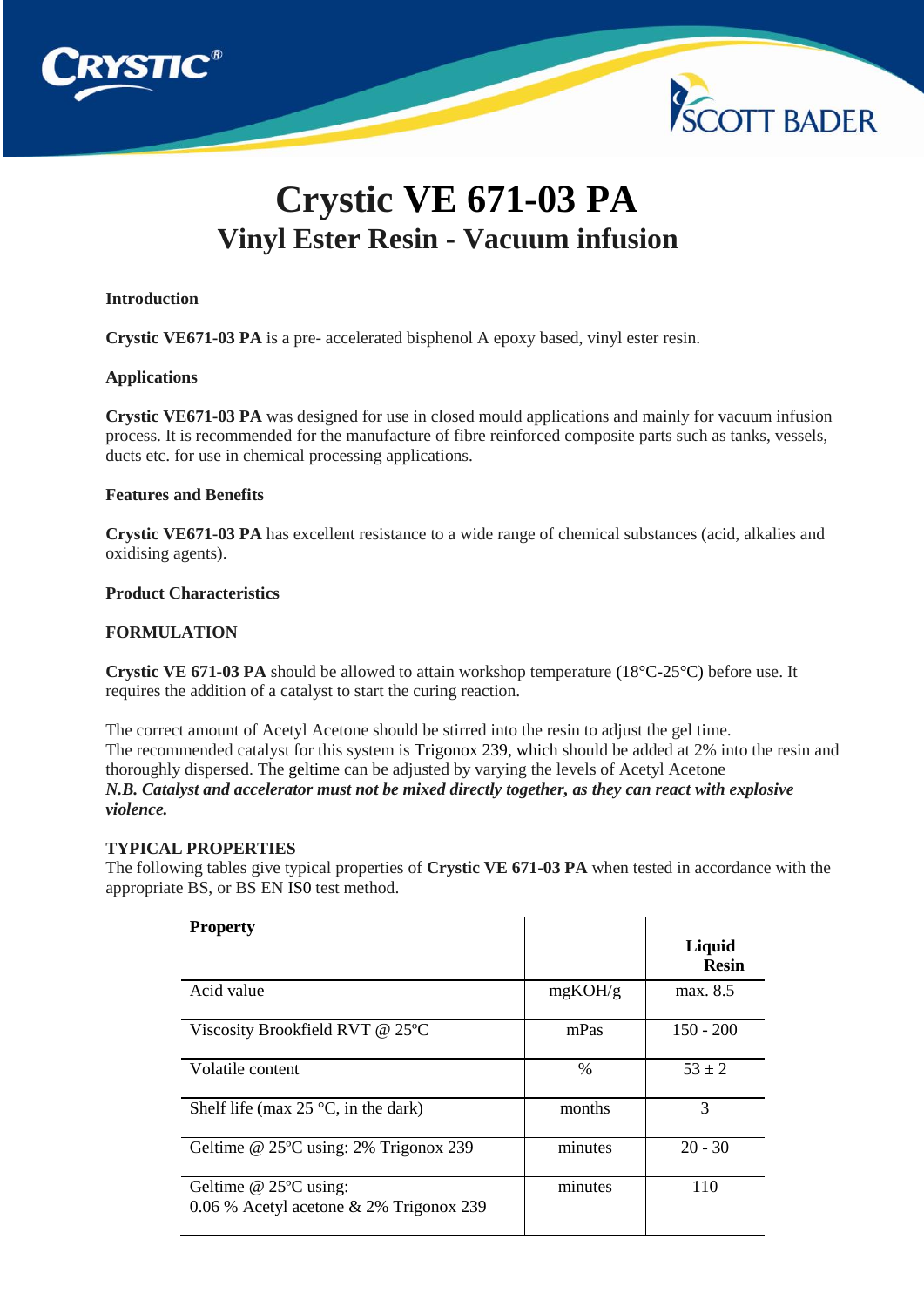# Crystic VE 671-03 PA

## Vinyl Ester Resin - Vacuum infusion

**Introduction**

**Crystic VE671-03 PA** is a pre- accelerated bisphenol A epoxy based, vinyl ester resin.

**Applications**

**Crystic VE671-03 PA** was designed for use in closed mould applications and mainly for vacuum infusion process. It is recommended for the manufacture of fibre reinforced composite parts such as tanks, vessels, ducts etc. for use in chemical processing applications.

**Features and Benefits**

**Crystic VE671-03 PA** has excellent resistance to a wide range of chemical substances (acid, alkalies and oxidising agents).

**Product Characteristics**

**FORMULATION**

**Crystic VE 671-03 PA** should be allowed to attain workshop temperature (18°C-25°C) before use. It requires the addition of a catalyst to start the curing reaction.

The correct amount of Acetyl Acetone should be stirred into the resin to adjust the gel time.
The recommended catalyst for this system is Trigonox 239, which should be added at 2% into the resin and thoroughly dispersed. The geltime can be adjusted by varying the levels of Acetyl Acetone
***N.B. Catalyst and accelerator must not be mixed directly together, as they can react with explosive violence.***

**TYPICAL PROPERTIES**
The following tables give typical properties of **Crystic VE 671-03 PA** when tested in accordance with the appropriate BS, or BS EN IS0 test method.

| **Property** | | **Liquid Resin** |
|---|---|---|
| Acid value | mgKOH/g | max. 8.5 |
| Viscosity Brookfield RVT @ 25ºC | mPas | 150 - 200 |
| Volatile content | % | 53 ± 2 |
| Shelf life (max 25 °C, in the dark) | months | 3 |
| Geltime @ 25ºC using: 2% Trigonox 239 | minutes | 20 - 30 |
| Geltime @ 25ºC using: 0.06 % Acetyl acetone & 2% Trigonox 239 | minutes | 110 |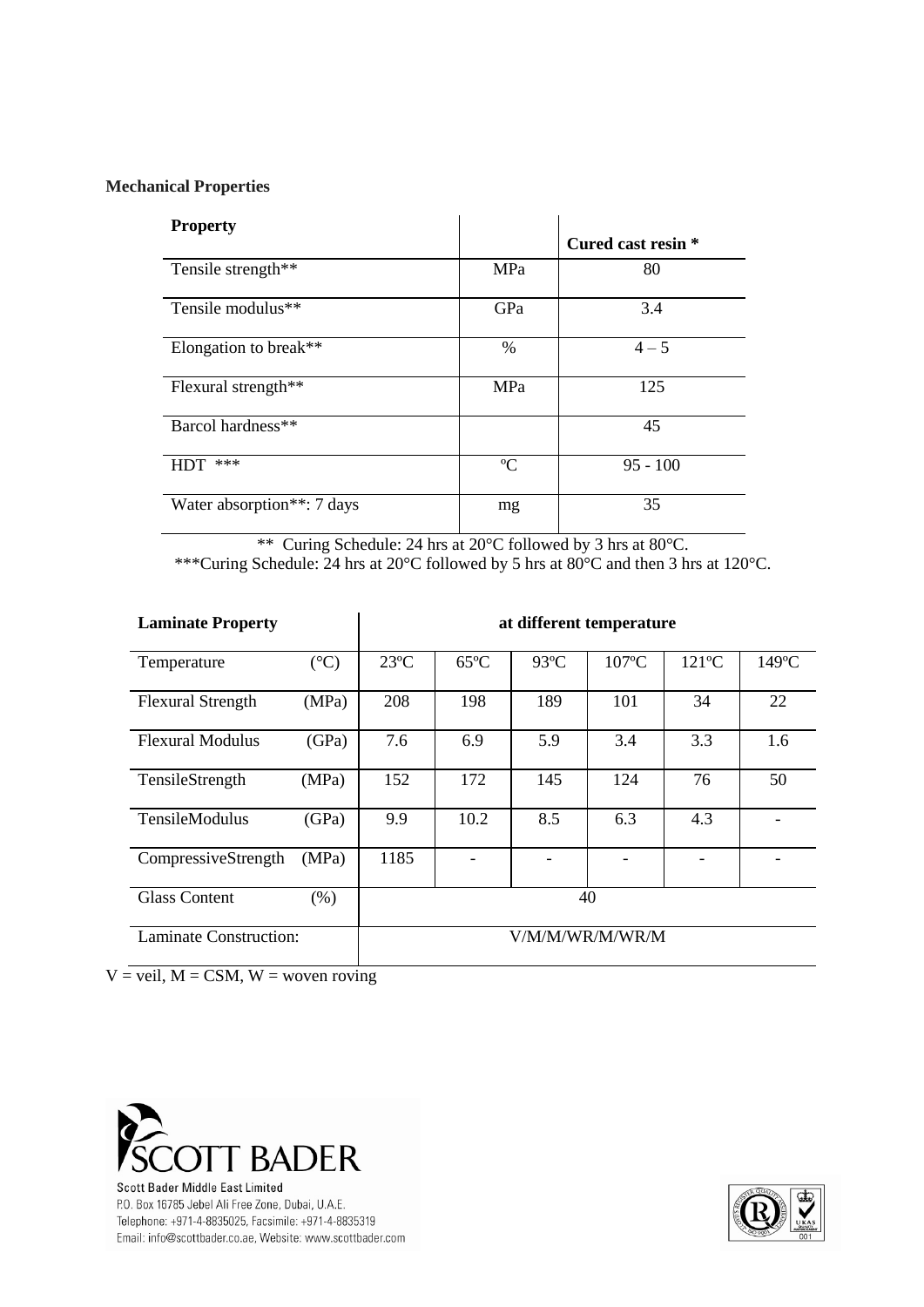**Mechanical Properties**

| Property | | Cured cast resin * |
|---|---|---|
| Tensile strength** | MPa | 80 |
| Tensile modulus** | GPa | 3.4 |
| Elongation to break** | % | 4 – 5 |
| Flexural strength** | MPa | 125 |
| Barcol hardness** | | 45 |
| HDT *** | ºC | 95 - 100 |
| Water absorption**: 7 days | mg | 35 |

** Curing Schedule: 24 hrs at 20°C followed by 3 hrs at 80°C.
***Curing Schedule: 24 hrs at 20°C followed by 5 hrs at 80°C and then 3 hrs at 120°C.

| Laminate Property | | at different temperature | | | | | |
|---|---|---|---|---|---|---|---|
| Temperature | (°C) | 23ºC | 65ºC | 93ºC | 107ºC | 121ºC | 149ºC |
| Flexural Strength | (MPa) | 208 | 198 | 189 | 101 | 34 | 22 |
| Flexural Modulus | (GPa) | 7.6 | 6.9 | 5.9 | 3.4 | 3.3 | 1.6 |
| TensileStrength | (MPa) | 152 | 172 | 145 | 124 | 76 | 50 |
| TensileModulus | (GPa) | 9.9 | 10.2 | 8.5 | 6.3 | 4.3 | - |
| CompressiveStrength | (MPa) | 1185 | - | - | - | - | - |
| Glass Content | (%) | 40 | | | | | |
| Laminate Construction: | | V/M/M/WR/M/WR/M | | | | | |

V = veil, M = CSM, W = woven roving

SCOTT BADER

Scott Bader Middle East Limited
P.O. Box 16785 Jebel Ali Free Zone, Dubai, U.A.E.
Telephone: +971-4-8835025, Facsimile: +971-4-8835319
Email: info@scottbader.co.ae, Website: www.scottbader.com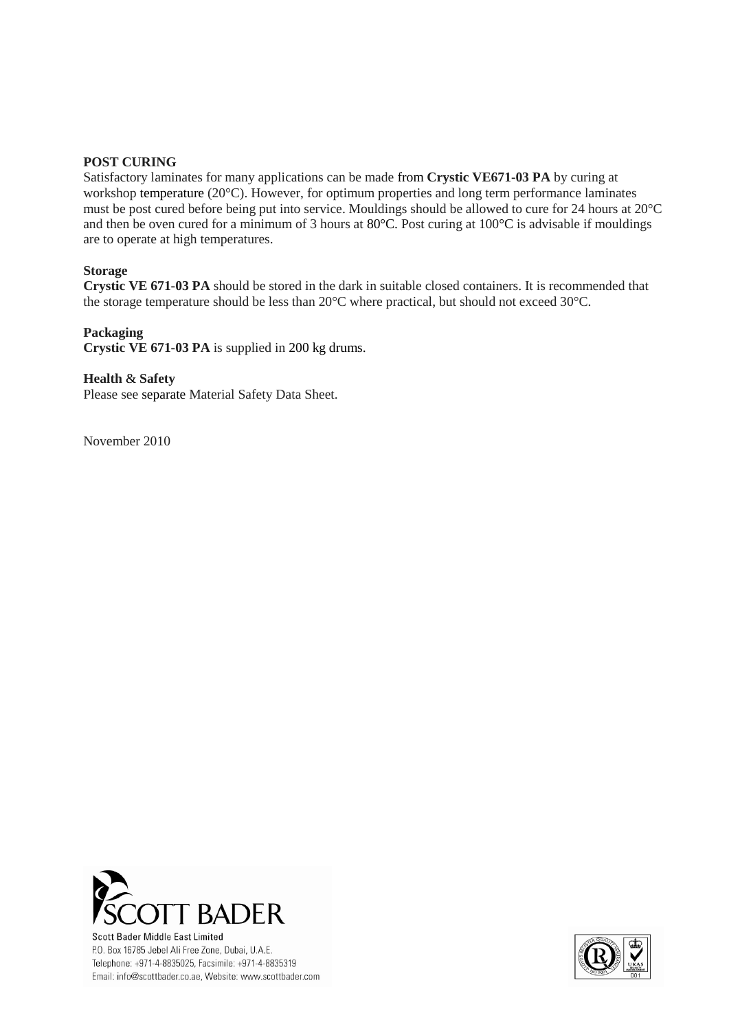**POST CURING**
Satisfactory laminates for many applications can be made from **Crystic VE671-03 PA** by curing at workshop temperature (20°C). However, for optimum properties and long term performance laminates must be post cured before being put into service. Mouldings should be allowed to cure for 24 hours at 20°C and then be oven cured for a minimum of 3 hours at 80°C. Post curing at 100°C is advisable if mouldings are to operate at high temperatures.

**Storage**
**Crystic VE 671-03 PA** should be stored in the dark in suitable closed containers. It is recommended that the storage temperature should be less than 20°C where practical, but should not exceed 30°C.

**Packaging**
**Crystic VE 671-03 PA** is supplied in 200 kg drums.

**Health & Safety**
Please see separate Material Safety Data Sheet.

November 2010

SCOTT BADER

Scott Bader Middle East Limited
P.O. Box 16785 Jebel Ali Free Zone, Dubai, U.A.E.
Telephone: +971-4-8835025, Facsimile: +971-4-8835319
Email: info@scottbader.co.ae, Website: www.scottbader.com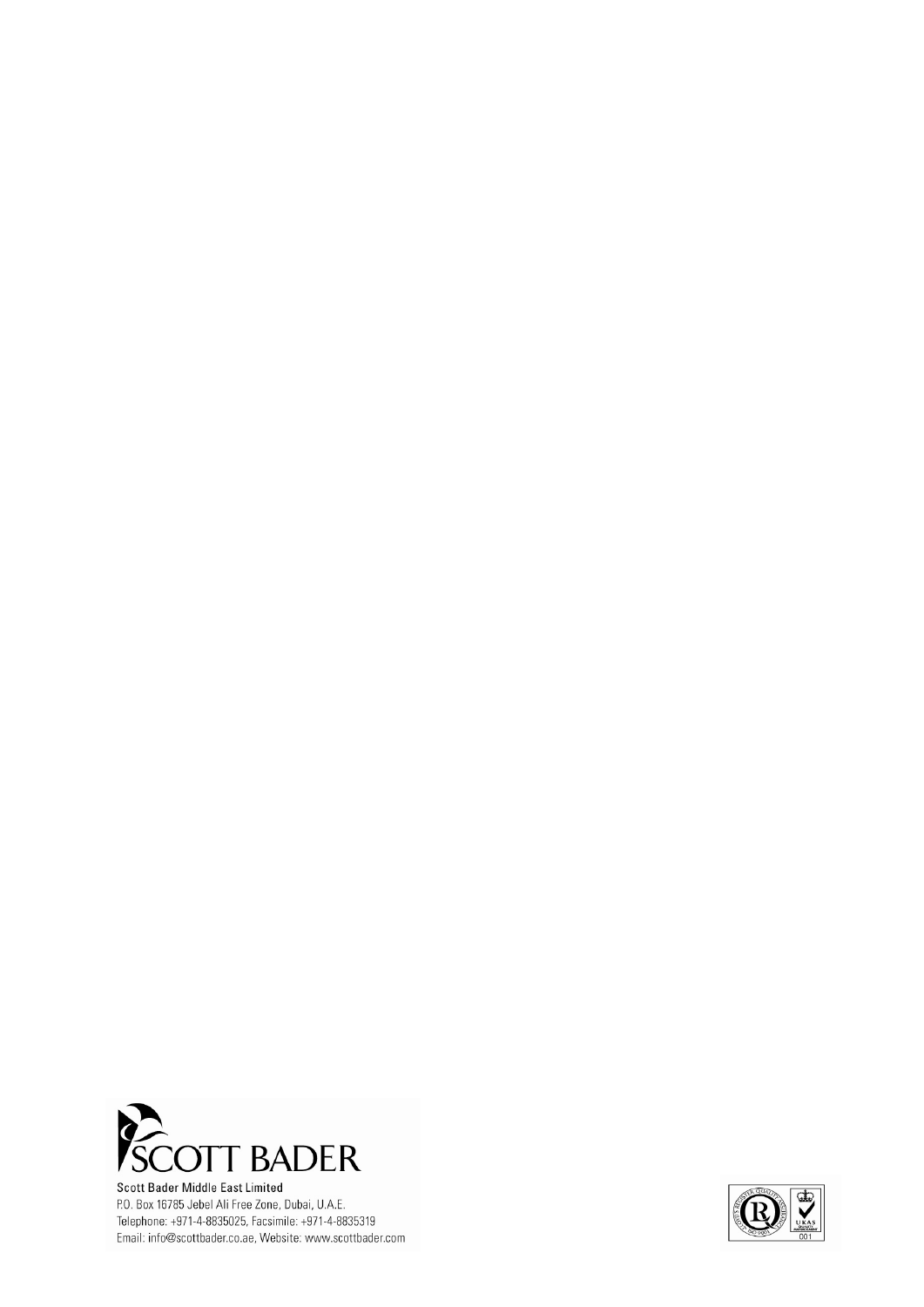SCOTT BADER

**Scott Bader Middle East Limited**

P.O. Box 16785 Jebel Ali Free Zone, Dubai, U.A.E.

Telephone: +971-4-8835025, Facsimile: +971-4-8835319

Email: info@scottbader.co.ae, Website: www.scottbader.com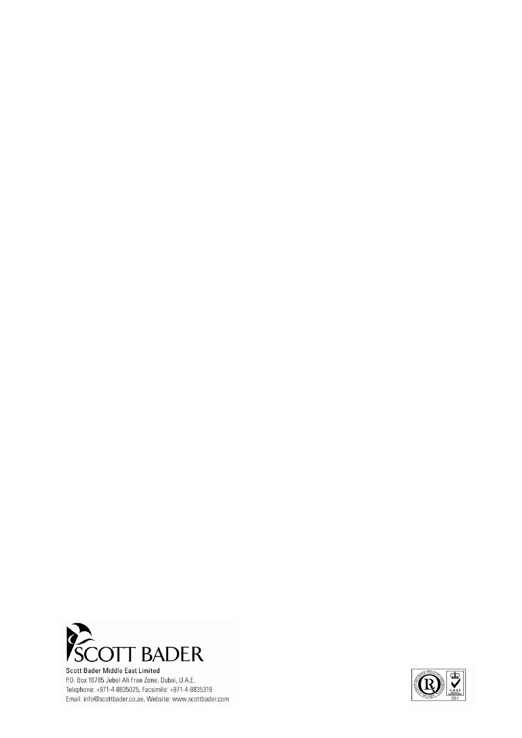SCOTT BADER

**Scott Bader Middle East Limited**

P.O. Box 16785 Jebel Ali Free Zone, Dubai, U.A.E.

Telephone: +971-4-8835025, Facsimile: +971-4-8835319

Email: info@scottbader.co.ae, Website: www.scottbader.com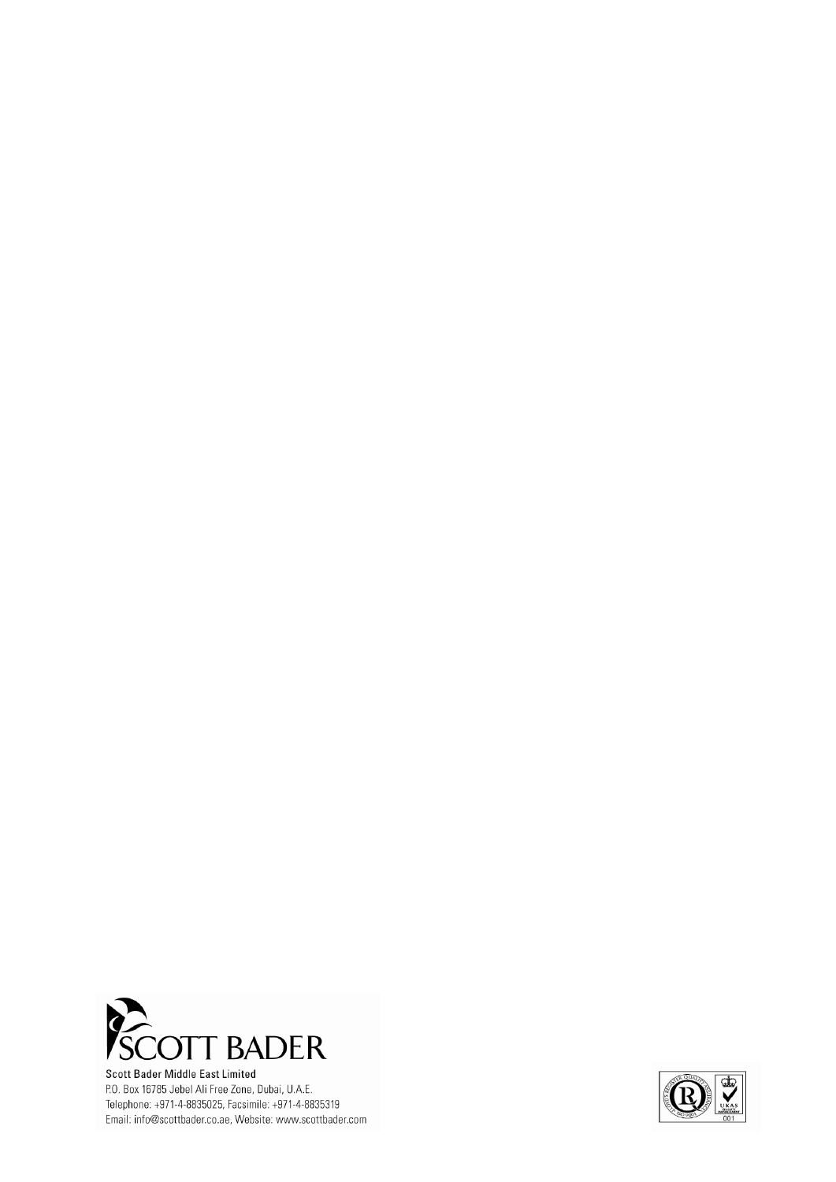SCOTT BADER

**Scott Bader Middle East Limited**

P.O. Box 16785 Jebel Ali Free Zone, Dubai, U.A.E.

Telephone: +971-4-8835025, Facsimile: +971-4-8835319

Email: info@scottbader.co.ae, Website: www.scottbader.com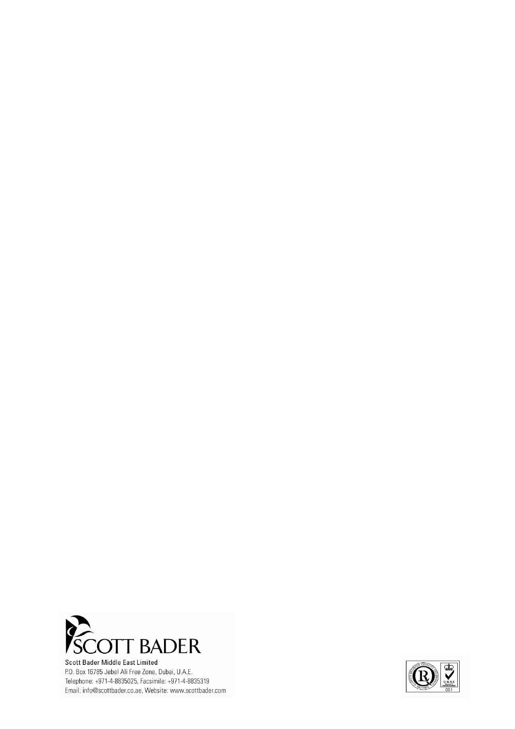SCOTT BADER

**Scott Bader Middle East Limited**

P.O. Box 16785 Jebel Ali Free Zone, Dubai, U.A.E.

Telephone: +971-4-8835025, Facsimile: +971-4-8835319

Email: info@scottbader.co.ae, Website: www.scottbader.com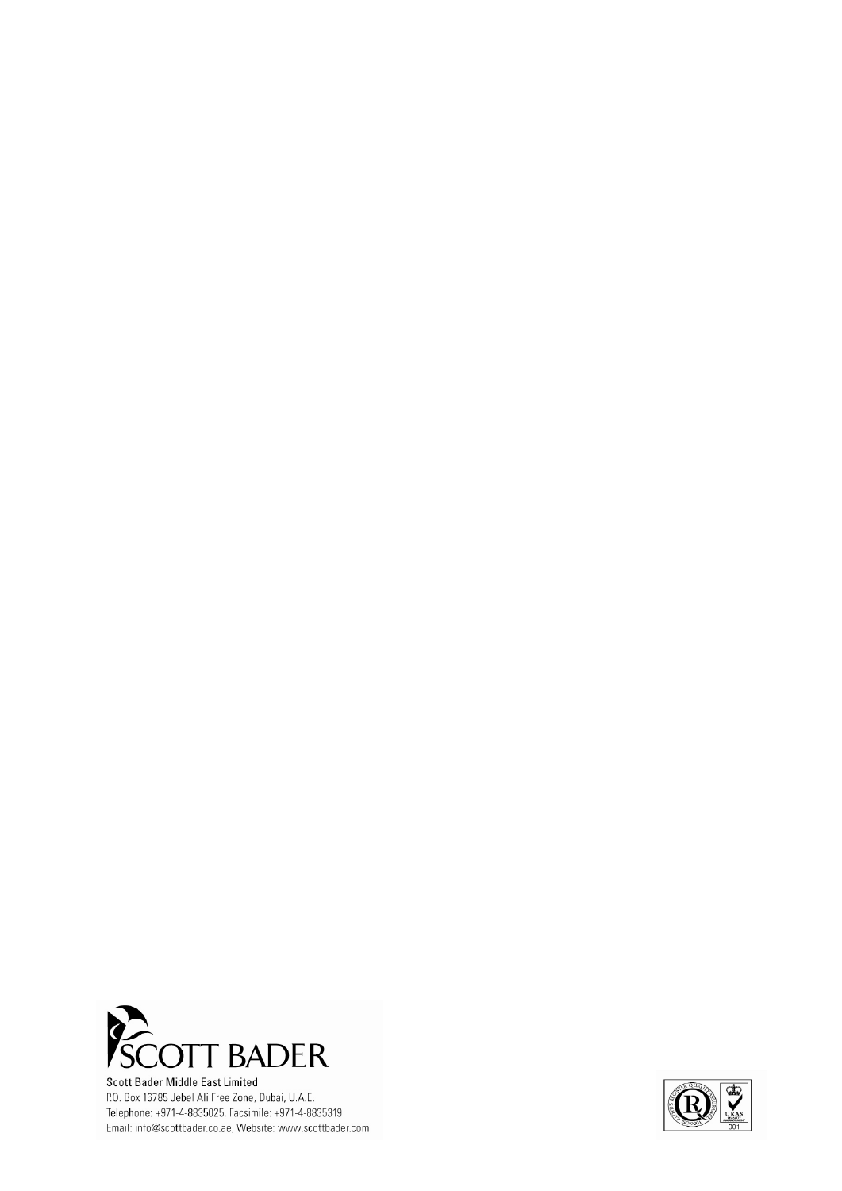SCOTT BADER

**Scott Bader Middle East Limited**

P.O. Box 16785 Jebel Ali Free Zone, Dubai, U.A.E.

Telephone: +971-4-8835025, Facsimile: +971-4-8835319

Email: info@scottbader.co.ae, Website: www.scottbader.com